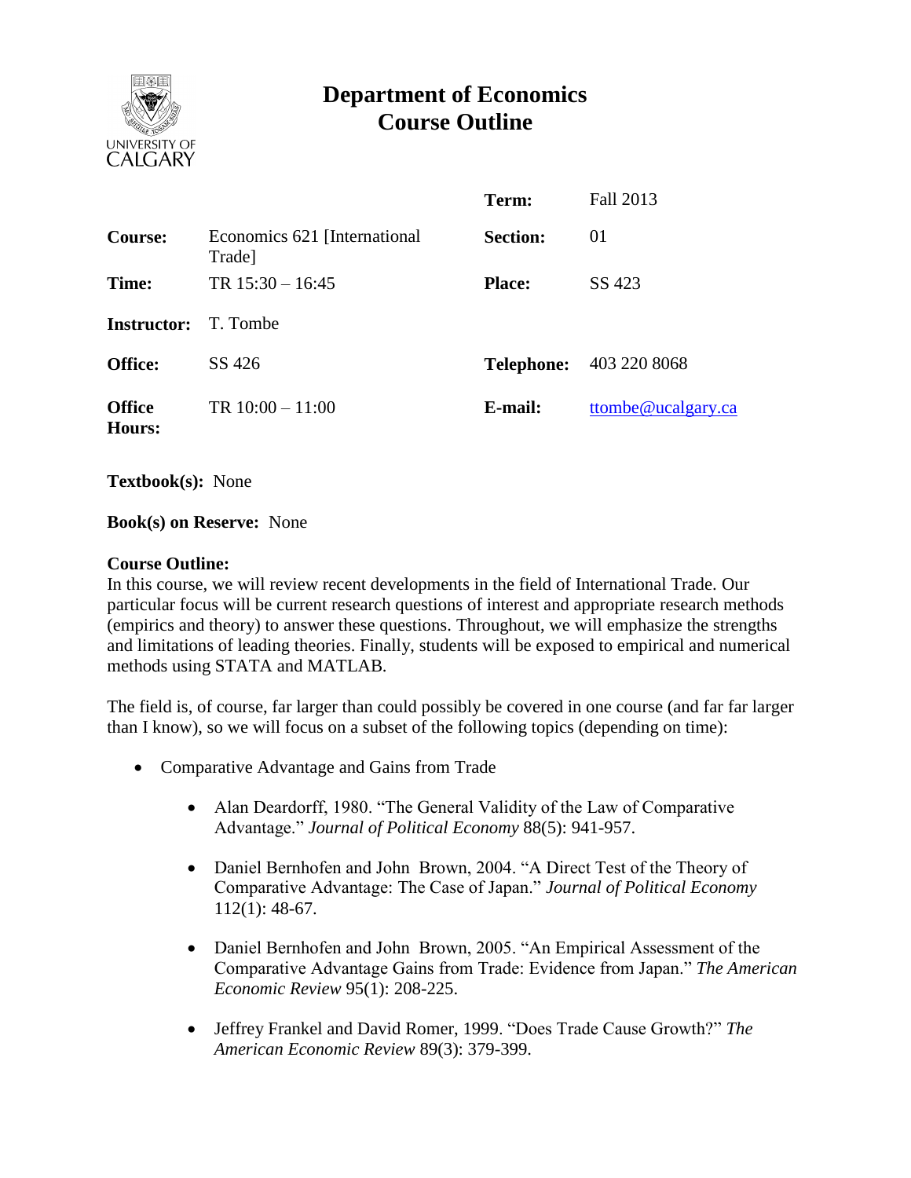# Department of Economics
## Course Outline

| | | | |
|---|---|---|---|
| | | **Term:** | Fall 2013 |
| **Course:** | Economics 621 [International Trade] | **Section:** | 01 |
| **Time:** | TR 15:30 – 16:45 | **Place:** | SS 423 |
| **Instructor:** | T. Tombe | | |
| **Office:** | SS 426 | **Telephone:** | 403 220 8068 |
| **Office Hours:** | TR 10:00 – 11:00 | **E-mail:** | ttombe@ucalgary.ca |

**Textbook(s):** None

**Book(s) on Reserve:** None

**Course Outline:**
In this course, we will review recent developments in the field of International Trade. Our particular focus will be current research questions of interest and appropriate research methods (empirics and theory) to answer these questions. Throughout, we will emphasize the strengths and limitations of leading theories. Finally, students will be exposed to empirical and numerical methods using STATA and MATLAB.

The field is, of course, far larger than could possibly be covered in one course (and far far larger than I know), so we will focus on a subset of the following topics (depending on time):

- Comparative Advantage and Gains from Trade
    - Alan Deardorff, 1980. "The General Validity of the Law of Comparative Advantage." *Journal of Political Economy* 88(5): 941-957.
    - Daniel Bernhofen and John Brown, 2004. "A Direct Test of the Theory of Comparative Advantage: The Case of Japan." *Journal of Political Economy* 112(1): 48-67.
    - Daniel Bernhofen and John Brown, 2005. "An Empirical Assessment of the Comparative Advantage Gains from Trade: Evidence from Japan." *The American Economic Review* 95(1): 208-225.
    - Jeffrey Frankel and David Romer, 1999. "Does Trade Cause Growth?" *The American Economic Review* 89(3): 379-399.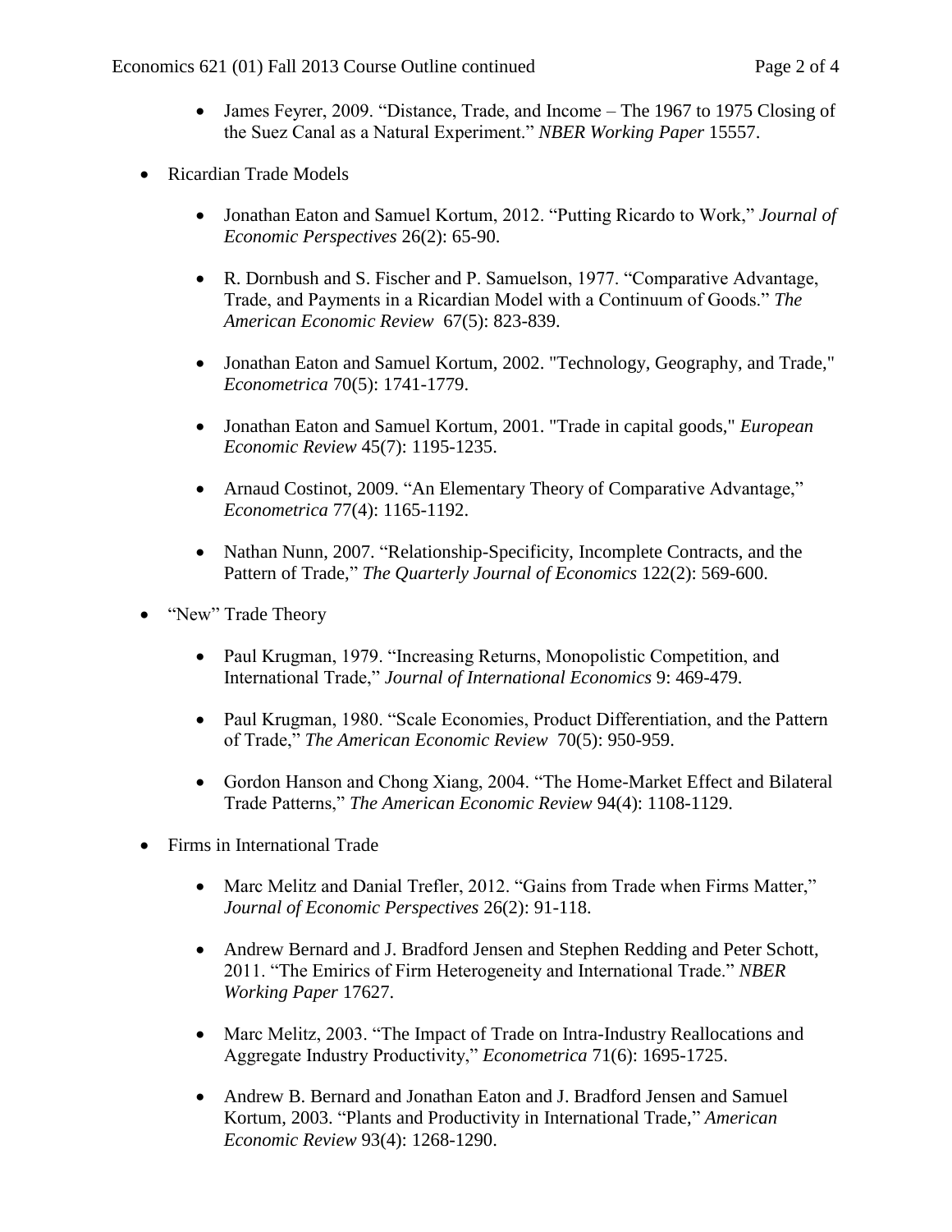- James Feyrer, 2009. “Distance, Trade, and Income – The 1967 to 1975 Closing of the Suez Canal as a Natural Experiment.” *NBER Working Paper* 15557.

- Ricardian Trade Models

  - Jonathan Eaton and Samuel Kortum, 2012. “Putting Ricardo to Work,” *Journal of Economic Perspectives* 26(2): 65-90.

  - R. Dornbush and S. Fischer and P. Samuelson, 1977. “Comparative Advantage, Trade, and Payments in a Ricardian Model with a Continuum of Goods.” *The American Economic Review* 67(5): 823-839.

  - Jonathan Eaton and Samuel Kortum, 2002. "Technology, Geography, and Trade," *Econometrica* 70(5): 1741-1779.

  - Jonathan Eaton and Samuel Kortum, 2001. "Trade in capital goods," *European Economic Review* 45(7): 1195-1235.

  - Arnaud Costinot, 2009. “An Elementary Theory of Comparative Advantage,” *Econometrica* 77(4): 1165-1192.

  - Nathan Nunn, 2007. “Relationship-Specificity, Incomplete Contracts, and the Pattern of Trade,” *The Quarterly Journal of Economics* 122(2): 569-600.

- “New” Trade Theory

  - Paul Krugman, 1979. “Increasing Returns, Monopolistic Competition, and International Trade,” *Journal of International Economics* 9: 469-479.

  - Paul Krugman, 1980. “Scale Economies, Product Differentiation, and the Pattern of Trade,” *The American Economic Review* 70(5): 950-959.

  - Gordon Hanson and Chong Xiang, 2004. “The Home-Market Effect and Bilateral Trade Patterns,” *The American Economic Review* 94(4): 1108-1129.

- Firms in International Trade

  - Marc Melitz and Danial Trefler, 2012. “Gains from Trade when Firms Matter,” *Journal of Economic Perspectives* 26(2): 91-118.

  - Andrew Bernard and J. Bradford Jensen and Stephen Redding and Peter Schott, 2011. “The Emirics of Firm Heterogeneity and International Trade.” *NBER Working Paper* 17627.

  - Marc Melitz, 2003. “The Impact of Trade on Intra-Industry Reallocations and Aggregate Industry Productivity,” *Econometrica* 71(6): 1695-1725.

  - Andrew B. Bernard and Jonathan Eaton and J. Bradford Jensen and Samuel Kortum, 2003. “Plants and Productivity in International Trade,” *American Economic Review* 93(4): 1268-1290.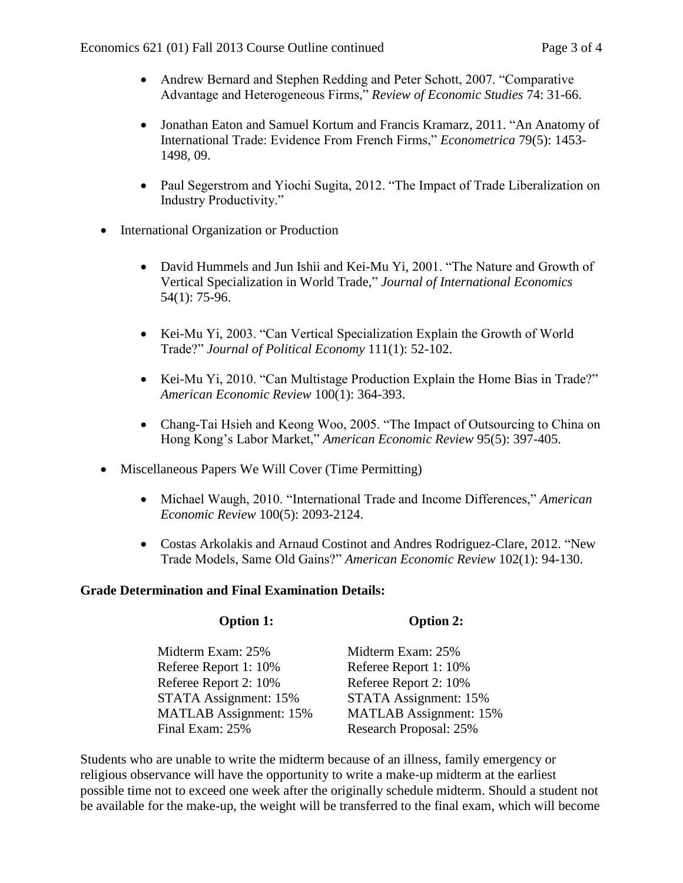- Andrew Bernard and Stephen Redding and Peter Schott, 2007. “Comparative Advantage and Heterogeneous Firms,” *Review of Economic Studies* 74: 31-66.

- Jonathan Eaton and Samuel Kortum and Francis Kramarz, 2011. “An Anatomy of International Trade: Evidence From French Firms,” *Econometrica* 79(5): 1453-1498, 09.

- Paul Segerstrom and Yiochi Sugita, 2012. “The Impact of Trade Liberalization on Industry Productivity.”

- International Organization or Production

  - David Hummels and Jun Ishii and Kei-Mu Yi, 2001. “The Nature and Growth of Vertical Specialization in World Trade,” *Journal of International Economics* 54(1): 75-96.

  - Kei-Mu Yi, 2003. “Can Vertical Specialization Explain the Growth of World Trade?” *Journal of Political Economy* 111(1): 52-102.

  - Kei-Mu Yi, 2010. “Can Multistage Production Explain the Home Bias in Trade?” *American Economic Review* 100(1): 364-393.

  - Chang-Tai Hsieh and Keong Woo, 2005. “The Impact of Outsourcing to China on Hong Kong’s Labor Market,” *American Economic Review* 95(5): 397-405.

- Miscellaneous Papers We Will Cover (Time Permitting)

  - Michael Waugh, 2010. “International Trade and Income Differences,” *American Economic Review* 100(5): 2093-2124.

  - Costas Arkolakis and Arnaud Costinot and Andres Rodriguez-Clare, 2012. “New Trade Models, Same Old Gains?” *American Economic Review* 102(1): 94-130.

**Grade Determination and Final Examination Details:**

| **Option 1:** | **Option 2:** |
|---|---|
| Midterm Exam: 25% | Midterm Exam: 25% |
| Referee Report 1: 10% | Referee Report 1: 10% |
| Referee Report 2: 10% | Referee Report 2: 10% |
| STATA Assignment: 15% | STATA Assignment: 15% |
| MATLAB Assignment: 15% | MATLAB Assignment: 15% |
| Final Exam: 25% | Research Proposal: 25% |

Students who are unable to write the midterm because of an illness, family emergency or religious observance will have the opportunity to write a make-up midterm at the earliest possible time not to exceed one week after the originally schedule midterm. Should a student not be available for the make-up, the weight will be transferred to the final exam, which will become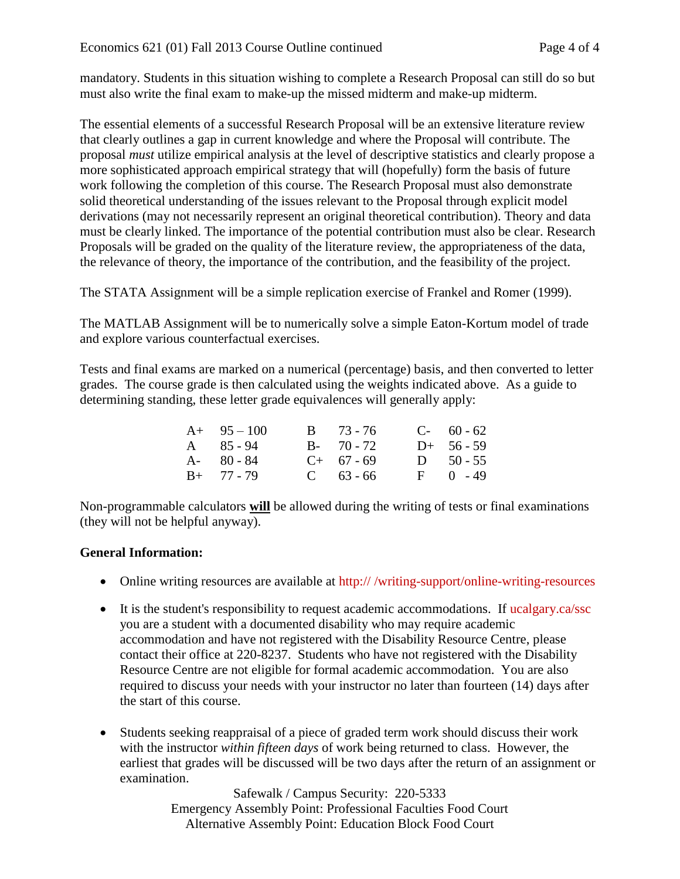mandatory. Students in this situation wishing to complete a Research Proposal can still do so but must also write the final exam to make-up the missed midterm and make-up midterm.

The essential elements of a successful Research Proposal will be an extensive literature review that clearly outlines a gap in current knowledge and where the Proposal will contribute. The proposal *must* utilize empirical analysis at the level of descriptive statistics and clearly propose a more sophisticated approach empirical strategy that will (hopefully) form the basis of future work following the completion of this course. The Research Proposal must also demonstrate solid theoretical understanding of the issues relevant to the Proposal through explicit model derivations (may not necessarily represent an original theoretical contribution). Theory and data must be clearly linked. The importance of the potential contribution must also be clear. Research Proposals will be graded on the quality of the literature review, the appropriateness of the data, the relevance of theory, the importance of the contribution, and the feasibility of the project.

The STATA Assignment will be a simple replication exercise of Frankel and Romer (1999).

The MATLAB Assignment will be to numerically solve a simple Eaton-Kortum model of trade and explore various counterfactual exercises.

Tests and final exams are marked on a numerical (percentage) basis, and then converted to letter grades. The course grade is then calculated using the weights indicated above. As a guide to determining standing, these letter grade equivalences will generally apply:

| | | | | | |
|---|---|---|---|---|---|
| A+ | 95 – 100 | B | 73 - 76 | C- | 60 - 62 |
| A | 85 - 94 | B- | 70 - 72 | D+ | 56 - 59 |
| A- | 80 - 84 | C+ | 67 - 69 | D | 50 - 55 |
| B+ | 77 - 79 | C | 63 - 66 | F | 0 - 49 |

Non-programmable calculators **<u>will</u>** be allowed during the writing of tests or final examinations (they will not be helpful anyway).

**General Information:**

- Online writing resources are available at http:// /writing-support/online-writing-resources
- It is the student's responsibility to request academic accommodations. If ucalgary.ca/ssc you are a student with a documented disability who may require academic accommodation and have not registered with the Disability Resource Centre, please contact their office at 220-8237. Students who have not registered with the Disability Resource Centre are not eligible for formal academic accommodation. You are also required to discuss your needs with your instructor no later than fourteen (14) days after the start of this course.
- Students seeking reappraisal of a piece of graded term work should discuss their work with the instructor *within fifteen days* of work being returned to class. However, the earliest that grades will be discussed will be two days after the return of an assignment or examination.

Safewalk / Campus Security: 220-5333
Emergency Assembly Point: Professional Faculties Food Court
Alternative Assembly Point: Education Block Food Court